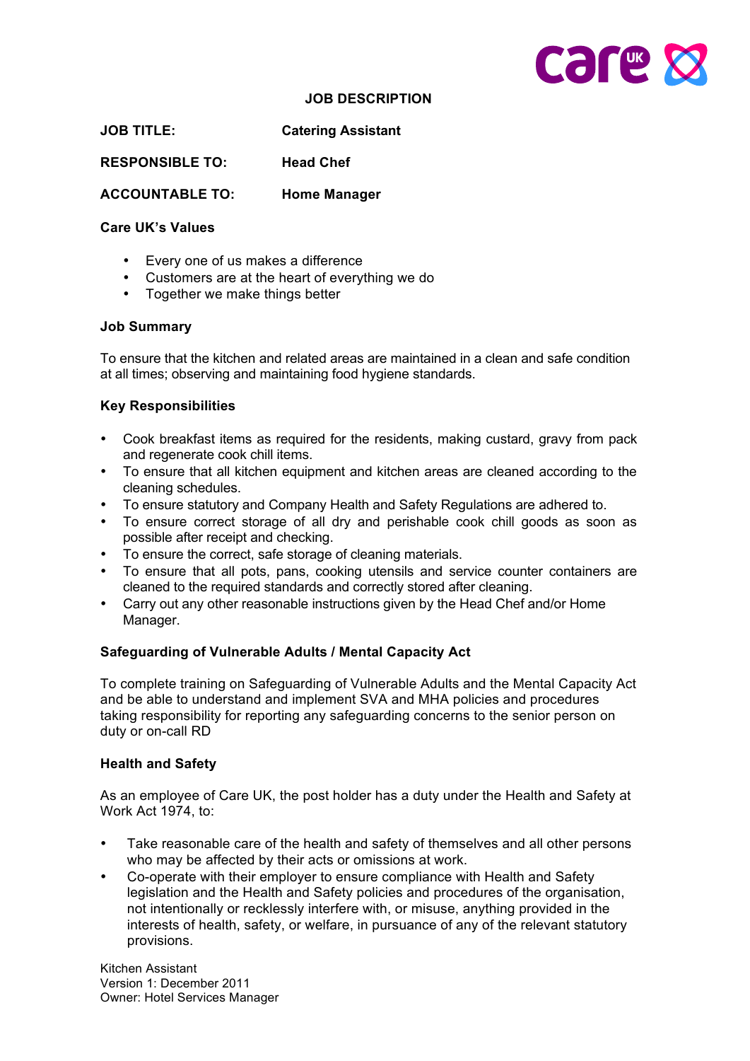# JOB DESCRIPTION

**JOB TITLE:** **Catering Assistant**

**RESPONSIBLE TO:** **Head Chef**

**ACCOUNTABLE TO:** **Home Manager**

**Care UK's Values**

- Every one of us makes a difference
- Customers are at the heart of everything we do
- Together we make things better

**Job Summary**

To ensure that the kitchen and related areas are maintained in a clean and safe condition at all times; observing and maintaining food hygiene standards.

**Key Responsibilities**

- Cook breakfast items as required for the residents, making custard, gravy from pack and regenerate cook chill items.
- To ensure that all kitchen equipment and kitchen areas are cleaned according to the cleaning schedules.
- To ensure statutory and Company Health and Safety Regulations are adhered to.
- To ensure correct storage of all dry and perishable cook chill goods as soon as possible after receipt and checking.
- To ensure the correct, safe storage of cleaning materials.
- To ensure that all pots, pans, cooking utensils and service counter containers are cleaned to the required standards and correctly stored after cleaning.
- Carry out any other reasonable instructions given by the Head Chef and/or Home Manager.

**Safeguarding of Vulnerable Adults / Mental Capacity Act**

To complete training on Safeguarding of Vulnerable Adults and the Mental Capacity Act and be able to understand and implement SVA and MHA policies and procedures taking responsibility for reporting any safeguarding concerns to the senior person on duty or on-call RD

**Health and Safety**

As an employee of Care UK, the post holder has a duty under the Health and Safety at Work Act 1974, to:

- Take reasonable care of the health and safety of themselves and all other persons who may be affected by their acts or omissions at work.
- Co-operate with their employer to ensure compliance with Health and Safety legislation and the Health and Safety policies and procedures of the organisation, not intentionally or recklessly interfere with, or misuse, anything provided in the interests of health, safety, or welfare, in pursuance of any of the relevant statutory provisions.

Kitchen Assistant
Version 1: December 2011
Owner: Hotel Services Manager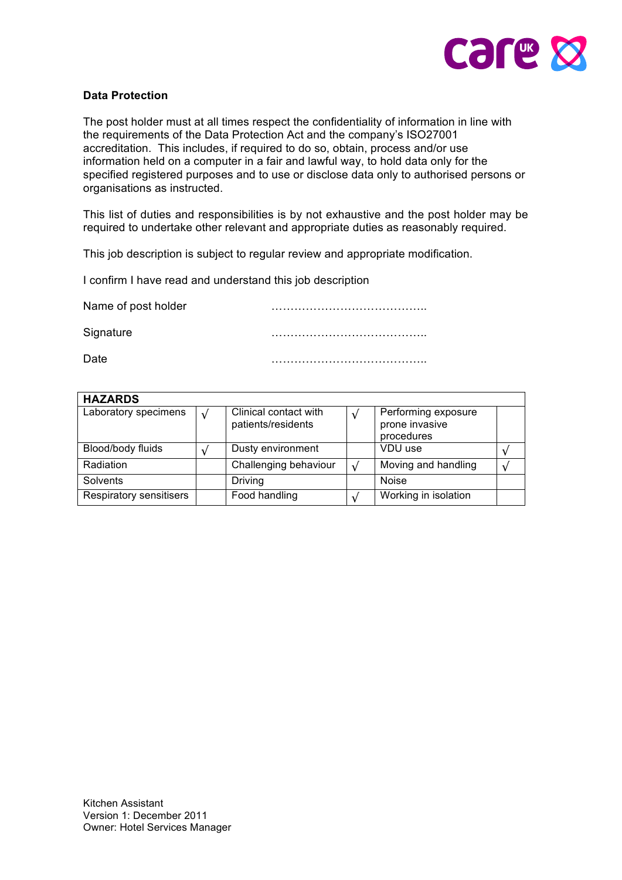## Data Protection

The post holder must at all times respect the confidentiality of information in line with the requirements of the Data Protection Act and the company's ISO27001 accreditation. This includes, if required to do so, obtain, process and/or use information held on a computer in a fair and lawful way, to hold data only for the specified registered purposes and to use or disclose data only to authorised persons or organisations as instructed.

This list of duties and responsibilities is by not exhaustive and the post holder may be required to undertake other relevant and appropriate duties as reasonably required.

This job description is subject to regular review and appropriate modification.

I confirm I have read and understand this job description

Name of post holder …………………………………..

Signature …………………………………..

Date …………………………………..

| **HAZARDS** | | | | | |
|---|---|---|---|---|---|
| Laboratory specimens | √ | Clinical contact with patients/residents | √ | Performing exposure prone invasive procedures | |
| Blood/body fluids | √ | Dusty environment | | VDU use | √ |
| Radiation | | Challenging behaviour | √ | Moving and handling | √ |
| Solvents | | Driving | | Noise | |
| Respiratory sensitisers | | Food handling | √ | Working in isolation | |

Kitchen Assistant
Version 1: December 2011
Owner: Hotel Services Manager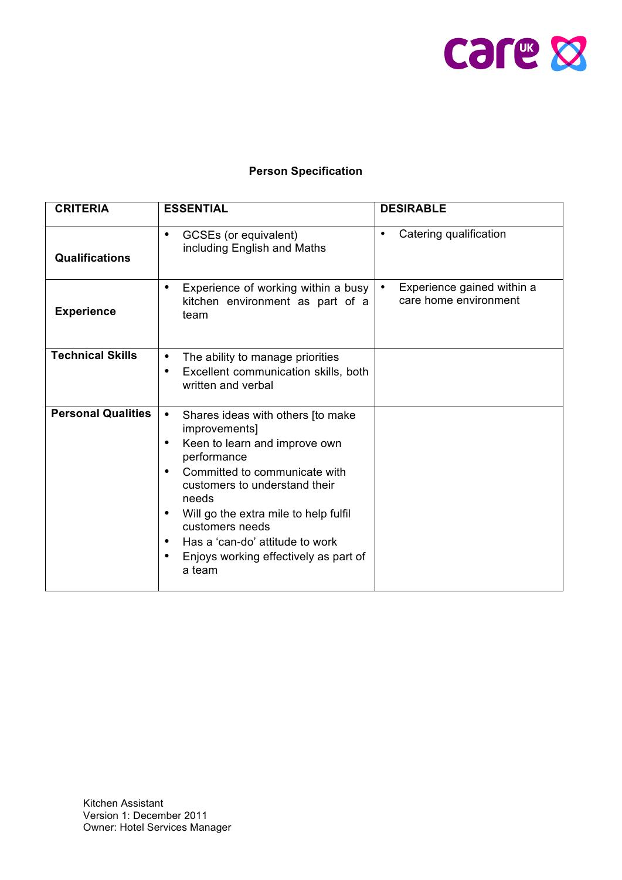## Person Specification

| CRITERIA | ESSENTIAL | DESIRABLE |
|---|---|---|
| **Qualifications** | • GCSEs (or equivalent) including English and Maths | • Catering qualification |
| **Experience** | • Experience of working within a busy kitchen environment as part of a team | • Experience gained within a care home environment |
| **Technical Skills** | • The ability to manage priorities<br>• Excellent communication skills, both written and verbal | |
| **Personal Qualities** | • Shares ideas with others [to make improvements]<br>• Keen to learn and improve own performance<br>• Committed to communicate with customers to understand their needs<br>• Will go the extra mile to help fulfil customers needs<br>• Has a 'can-do' attitude to work<br>• Enjoys working effectively as part of a team | |

Kitchen Assistant
Version 1: December 2011
Owner: Hotel Services Manager